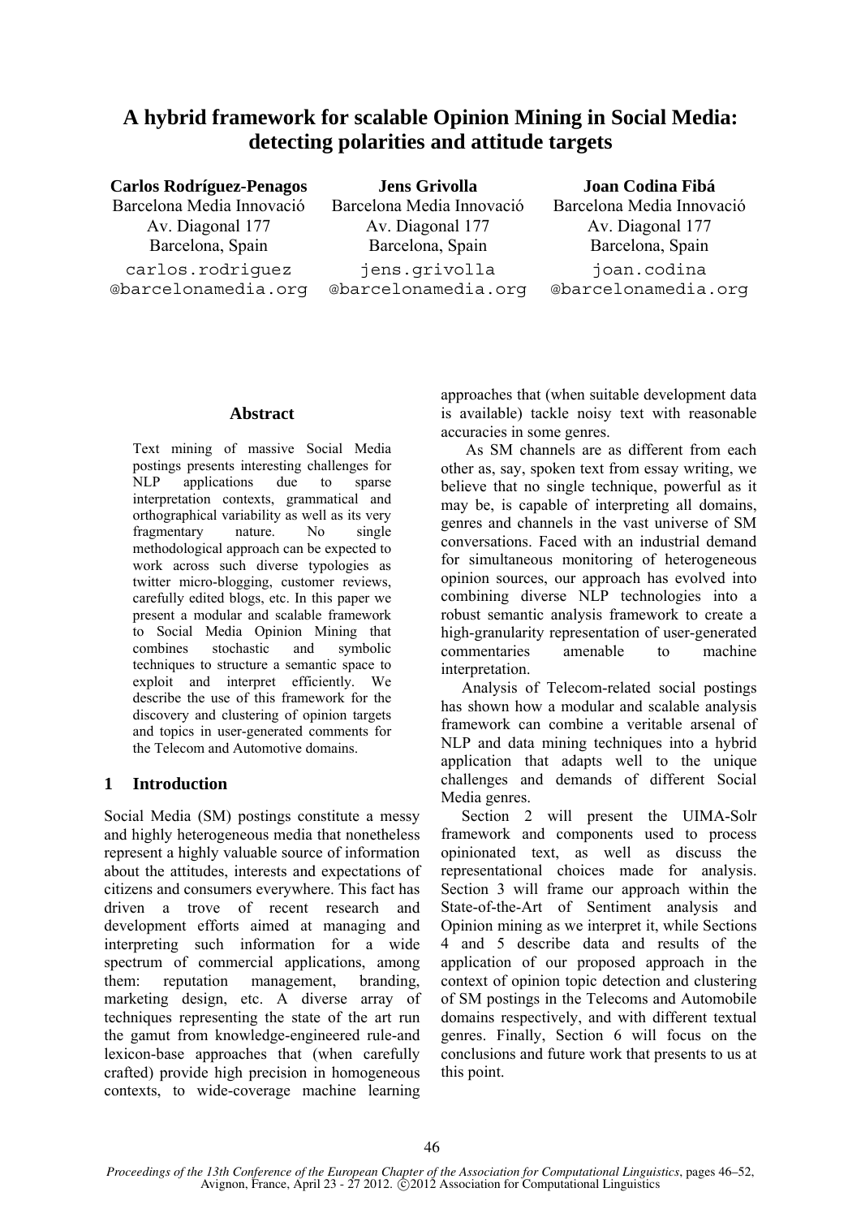# A hybrid framework for scalable Opinion Mining in Social Media: detecting polarities and attitude targets

**Carlos Rodríguez-Penagos**
Barcelona Media Innovació
Av. Diagonal 177
Barcelona, Spain
carlos.rodriguez@barcelonamedia.org

**Jens Grivolla**
Barcelona Media Innovació
Av. Diagonal 177
Barcelona, Spain
jens.grivolla@barcelonamedia.org

**Joan Codina Fibá**
Barcelona Media Innovació
Av. Diagonal 177
Barcelona, Spain
joan.codina@barcelonamedia.org

## Abstract

Text mining of massive Social Media postings presents interesting challenges for NLP applications due to sparse interpretation contexts, grammatical and orthographical variability as well as its very fragmentary nature. No single methodological approach can be expected to work across such diverse typologies as twitter micro-blogging, customer reviews, carefully edited blogs, etc. In this paper we present a modular and scalable framework to Social Media Opinion Mining that combines stochastic and symbolic techniques to structure a semantic space to exploit and interpret efficiently. We describe the use of this framework for the discovery and clustering of opinion targets and topics in user-generated comments for the Telecom and Automotive domains.

## 1 Introduction

Social Media (SM) postings constitute a messy and highly heterogeneous media that nonetheless represent a highly valuable source of information about the attitudes, interests and expectations of citizens and consumers everywhere. This fact has driven a trove of recent research and development efforts aimed at managing and interpreting such information for a wide spectrum of commercial applications, among them: reputation management, branding, marketing design, etc. A diverse array of techniques representing the state of the art run the gamut from knowledge-engineered rule-and lexicon-base approaches that (when carefully crafted) provide high precision in homogeneous contexts, to wide-coverage machine learning approaches that (when suitable development data is available) tackle noisy text with reasonable accuracies in some genres.

As SM channels are as different from each other as, say, spoken text from essay writing, we believe that no single technique, powerful as it may be, is capable of interpreting all domains, genres and channels in the vast universe of SM conversations. Faced with an industrial demand for simultaneous monitoring of heterogeneous opinion sources, our approach has evolved into combining diverse NLP technologies into a robust semantic analysis framework to create a high-granularity representation of user-generated commentaries amenable to machine interpretation.

Analysis of Telecom-related social postings has shown how a modular and scalable analysis framework can combine a veritable arsenal of NLP and data mining techniques into a hybrid application that adapts well to the unique challenges and demands of different Social Media genres.

Section 2 will present the UIMA-Solr framework and components used to process opinionated text, as well as discuss the representational choices made for analysis. Section 3 will frame our approach within the State-of-the-Art of Sentiment analysis and Opinion mining as we interpret it, while Sections 4 and 5 describe data and results of the application of our proposed approach in the context of opinion topic detection and clustering of SM postings in the Telecoms and Automobile domains respectively, and with different textual genres. Finally, Section 6 will focus on the conclusions and future work that presents to us at this point.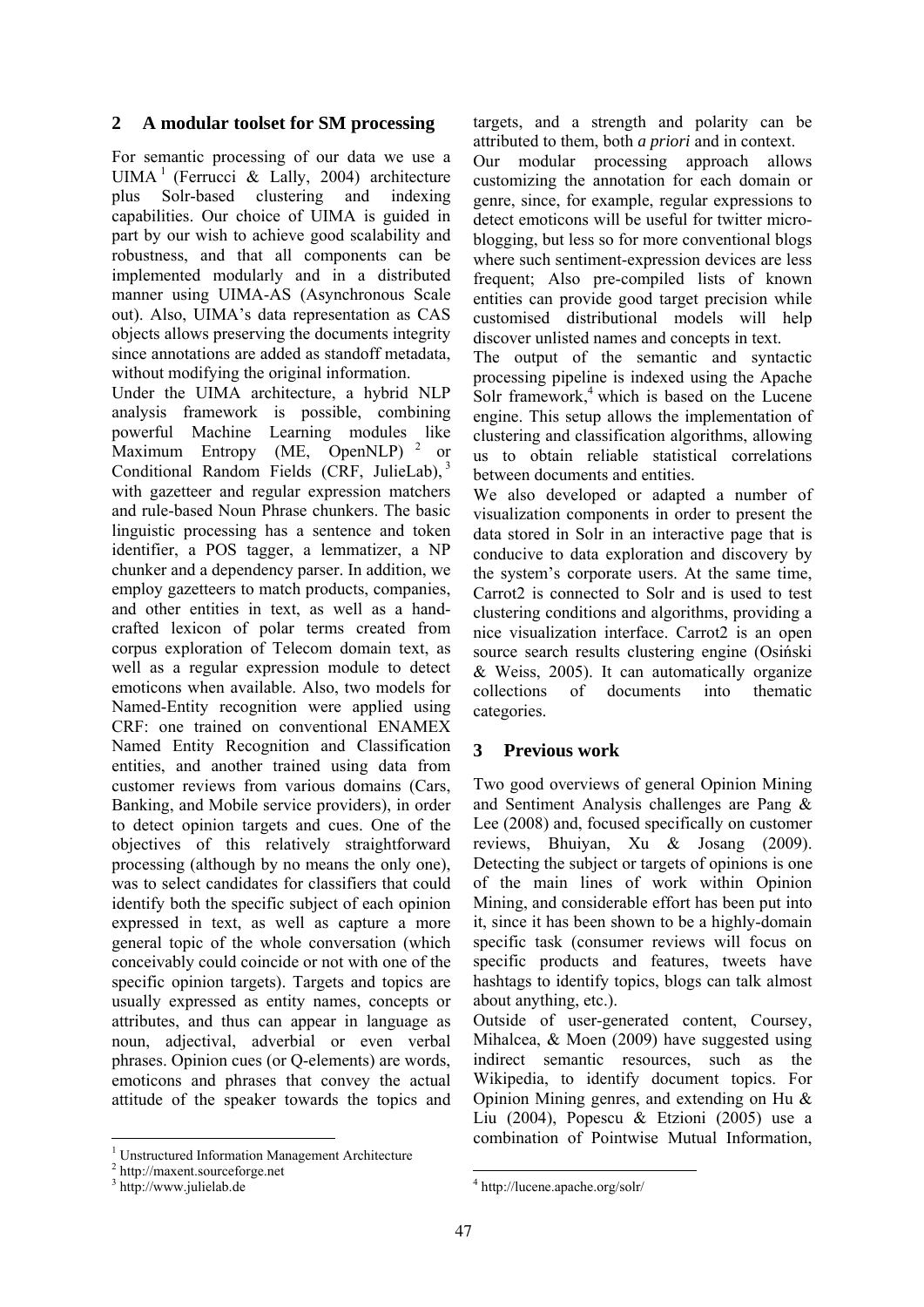## 2 A modular toolset for SM processing

For semantic processing of our data we use a UIMA [1] (Ferrucci & Lally, 2004) architecture plus Solr-based clustering and indexing capabilities. Our choice of UIMA is guided in part by our wish to achieve good scalability and robustness, and that all components can be implemented modularly and in a distributed manner using UIMA-AS (Asynchronous Scale out). Also, UIMA's data representation as CAS objects allows preserving the documents integrity since annotations are added as standoff metadata, without modifying the original information.

Under the UIMA architecture, a hybrid NLP analysis framework is possible, combining powerful Machine Learning modules like Maximum Entropy (ME, OpenNLP) [2] or Conditional Random Fields (CRF, JulieLab), [3] with gazetteer and regular expression matchers and rule-based Noun Phrase chunkers. The basic linguistic processing has a sentence and token identifier, a POS tagger, a lemmatizer, a NP chunker and a dependency parser. In addition, we employ gazetteers to match products, companies, and other entities in text, as well as a hand-crafted lexicon of polar terms created from corpus exploration of Telecom domain text, as well as a regular expression module to detect emoticons when available. Also, two models for Named-Entity recognition were applied using CRF: one trained on conventional ENAMEX Named Entity Recognition and Classification entities, and another trained using data from customer reviews from various domains (Cars, Banking, and Mobile service providers), in order to detect opinion targets and cues. One of the objectives of this relatively straightforward processing (although by no means the only one), was to select candidates for classifiers that could identify both the specific subject of each opinion expressed in text, as well as capture a more general topic of the whole conversation (which conceivably could coincide or not with one of the specific opinion targets). Targets and topics are usually expressed as entity names, concepts or attributes, and thus can appear in language as noun, adjectival, adverbial or even verbal phrases. Opinion cues (or Q-elements) are words, emoticons and phrases that convey the actual attitude of the speaker towards the topics and targets, and a strength and polarity can be attributed to them, both *a priori* and in context.

Our modular processing approach allows customizing the annotation for each domain or genre, since, for example, regular expressions to detect emoticons will be useful for twitter micro-blogging, but less so for more conventional blogs where such sentiment-expression devices are less frequent; Also pre-compiled lists of known entities can provide good target precision while customised distributional models will help discover unlisted names and concepts in text.

The output of the semantic and syntactic processing pipeline is indexed using the Apache Solr framework,[4] which is based on the Lucene engine. This setup allows the implementation of clustering and classification algorithms, allowing us to obtain reliable statistical correlations between documents and entities.

We also developed or adapted a number of visualization components in order to present the data stored in Solr in an interactive page that is conducive to data exploration and discovery by the system's corporate users. At the same time, Carrot2 is connected to Solr and is used to test clustering conditions and algorithms, providing a nice visualization interface. Carrot2 is an open source search results clustering engine (Osiński & Weiss, 2005). It can automatically organize collections of documents into thematic categories.

## 3 Previous work

Two good overviews of general Opinion Mining and Sentiment Analysis challenges are Pang & Lee (2008) and, focused specifically on customer reviews, Bhuiyan, Xu & Josang (2009). Detecting the subject or targets of opinions is one of the main lines of work within Opinion Mining, and considerable effort has been put into it, since it has been shown to be a highly-domain specific task (consumer reviews will focus on specific products and features, tweets have hashtags to identify topics, blogs can talk almost about anything, etc.).

Outside of user-generated content, Coursey, Mihalcea, & Moen (2009) have suggested using indirect semantic resources, such as the Wikipedia, to identify document topics. For Opinion Mining genres, and extending on Hu & Liu (2004), Popescu & Etzioni (2005) use a combination of Pointwise Mutual Information,

---

[1] Unstructured Information Management Architecture

[2] http://maxent.sourceforge.net

[3] http://www.julielab.de

[4] http://lucene.apache.org/solr/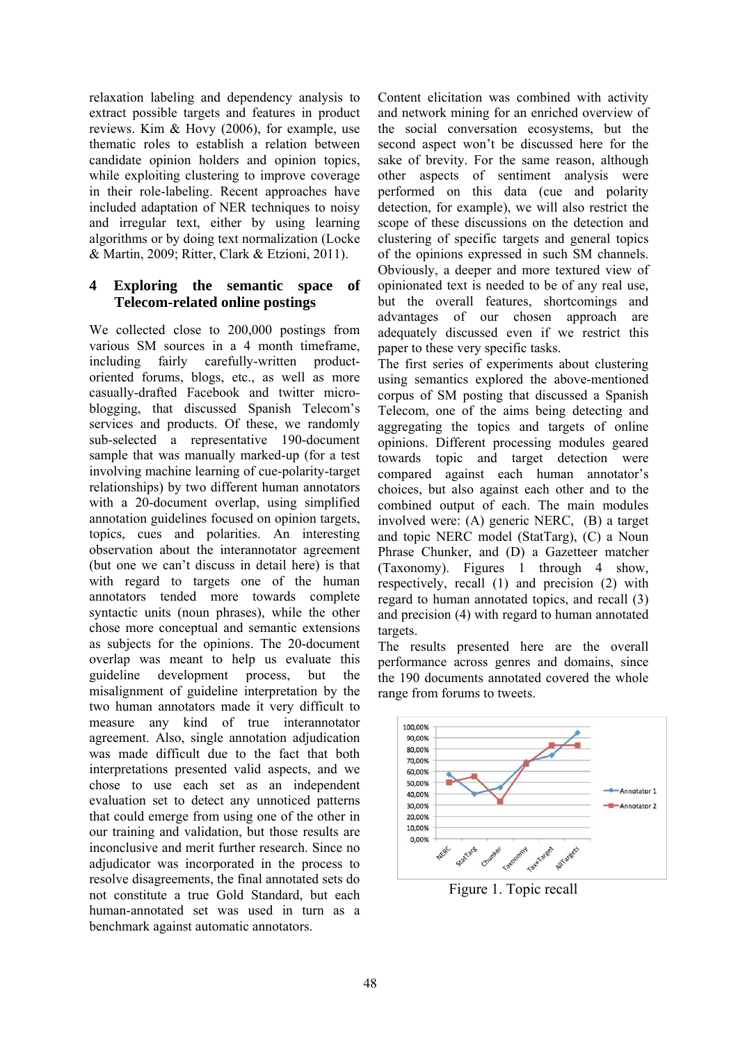relaxation labeling and dependency analysis to extract possible targets and features in product reviews. Kim & Hovy (2006), for example, use thematic roles to establish a relation between candidate opinion holders and opinion topics, while exploiting clustering to improve coverage in their role-labeling. Recent approaches have included adaptation of NER techniques to noisy and irregular text, either by using learning algorithms or by doing text normalization (Locke & Martin, 2009; Ritter, Clark & Etzioni, 2011).

## 4 Exploring the semantic space of Telecom-related online postings

We collected close to 200,000 postings from various SM sources in a 4 month timeframe, including fairly carefully-written product-oriented forums, blogs, etc., as well as more casually-drafted Facebook and twitter micro-blogging, that discussed Spanish Telecom's services and products. Of these, we randomly sub-selected a representative 190-document sample that was manually marked-up (for a test involving machine learning of cue-polarity-target relationships) by two different human annotators with a 20-document overlap, using simplified annotation guidelines focused on opinion targets, topics, cues and polarities. An interesting observation about the interannotator agreement (but one we can't discuss in detail here) is that with regard to targets one of the human annotators tended more towards complete syntactic units (noun phrases), while the other chose more conceptual and semantic extensions as subjects for the opinions. The 20-document overlap was meant to help us evaluate this guideline development process, but the misalignment of guideline interpretation by the two human annotators made it very difficult to measure any kind of true interannotator agreement. Also, single annotation adjudication was made difficult due to the fact that both interpretations presented valid aspects, and we chose to use each set as an independent evaluation set to detect any unnoticed patterns that could emerge from using one of the other in our training and validation, but those results are inconclusive and merit further research. Since no adjudicator was incorporated in the process to resolve disagreements, the final annotated sets do not constitute a true Gold Standard, but each human-annotated set was used in turn as a benchmark against automatic annotators.

Content elicitation was combined with activity and network mining for an enriched overview of the social conversation ecosystems, but the second aspect won't be discussed here for the sake of brevity. For the same reason, although other aspects of sentiment analysis were performed on this data (cue and polarity detection, for example), we will also restrict the scope of these discussions on the detection and clustering of specific targets and general topics of the opinions expressed in such SM channels. Obviously, a deeper and more textured view of opinionated text is needed to be of any real use, but the overall features, shortcomings and advantages of our chosen approach are adequately discussed even if we restrict this paper to these very specific tasks.

The first series of experiments about clustering using semantics explored the above-mentioned corpus of SM posting that discussed a Spanish Telecom, one of the aims being detecting and aggregating the topics and targets of online opinions. Different processing modules geared towards topic and target detection were compared against each human annotator's choices, but also against each other and to the combined output of each. The main modules involved were: (A) generic NERC, (B) a target and topic NERC model (StatTarg), (C) a Noun Phrase Chunker, and (D) a Gazetteer matcher (Taxonomy). Figures 1 through 4 show, respectively, recall (1) and precision (2) with regard to human annotated topics, and recall (3) and precision (4) with regard to human annotated targets.

The results presented here are the overall performance across genres and domains, since the 190 documents annotated covered the whole range from forums to tweets.

Figure 1. Topic recall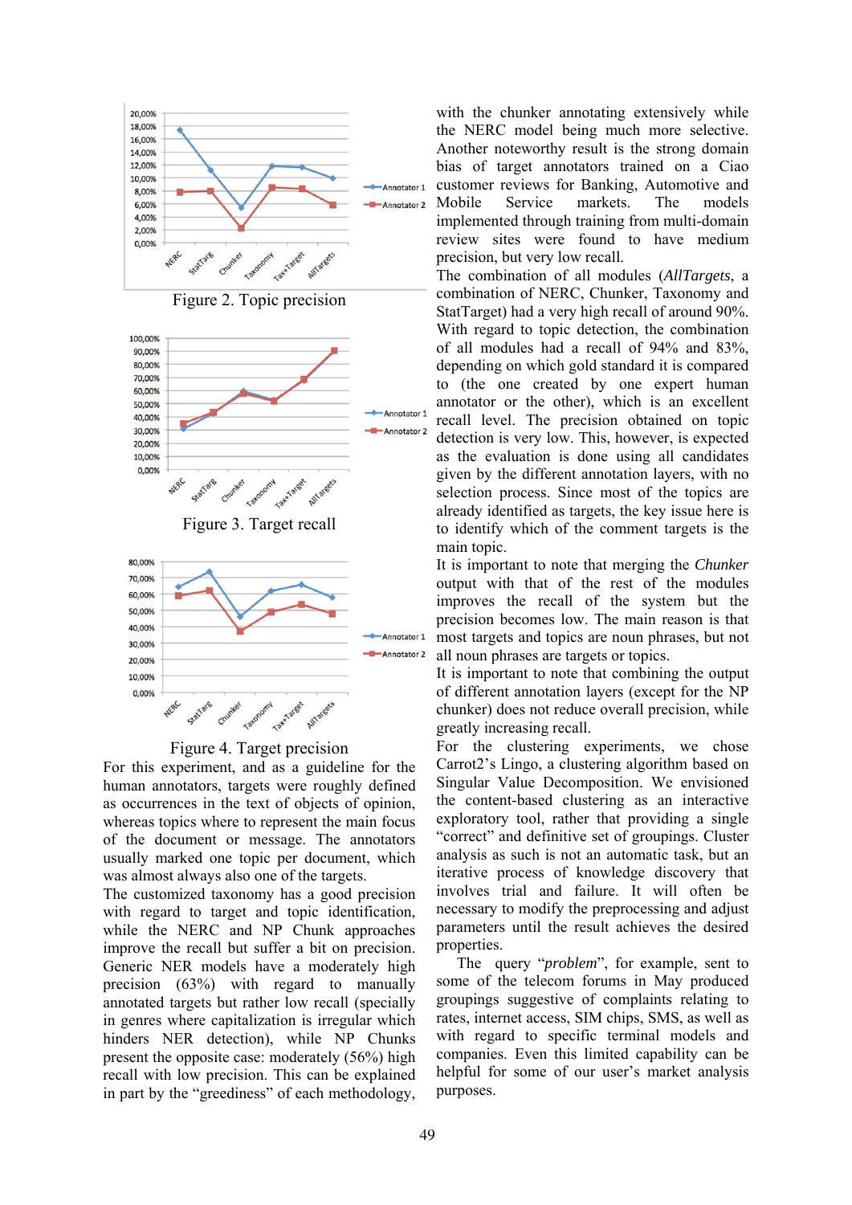Figure 2. Topic precision

Figure 3. Target recall

Figure 4. Target precision

For this experiment, and as a guideline for the human annotators, targets were roughly defined as occurrences in the text of objects of opinion, whereas topics where to represent the main focus of the document or message. The annotators usually marked one topic per document, which was almost always also one of the targets.

The customized taxonomy has a good precision with regard to target and topic identification, while the NERC and NP Chunk approaches improve the recall but suffer a bit on precision. Generic NER models have a moderately high precision (63%) with regard to manually annotated targets but rather low recall (specially in genres where capitalization is irregular which hinders NER detection), while NP Chunks present the opposite case: moderately (56%) high recall with low precision. This can be explained in part by the "greediness" of each methodology, with the chunker annotating extensively while the NERC model being much more selective. Another noteworthy result is the strong domain bias of target annotators trained on a Ciao customer reviews for Banking, Automotive and Mobile Service markets. The models implemented through training from multi-domain review sites were found to have medium precision, but very low recall.

The combination of all modules (*AllTargets*, a combination of NERC, Chunker, Taxonomy and StatTarget) had a very high recall of around 90%. With regard to topic detection, the combination of all modules had a recall of 94% and 83%, depending on which gold standard it is compared to (the one created by one expert human annotator or the other), which is an excellent recall level. The precision obtained on topic detection is very low. This, however, is expected as the evaluation is done using all candidates given by the different annotation layers, with no selection process. Since most of the topics are already identified as targets, the key issue here is to identify which of the comment targets is the main topic.

It is important to note that merging the *Chunker* output with that of the rest of the modules improves the recall of the system but the precision becomes low. The main reason is that most targets and topics are noun phrases, but not all noun phrases are targets or topics.

It is important to note that combining the output of different annotation layers (except for the NP chunker) does not reduce overall precision, while greatly increasing recall.

For the clustering experiments, we chose Carrot2's Lingo, a clustering algorithm based on Singular Value Decomposition. We envisioned the content-based clustering as an interactive exploratory tool, rather that providing a single "correct" and definitive set of groupings. Cluster analysis as such is not an automatic task, but an iterative process of knowledge discovery that involves trial and failure. It will often be necessary to modify the preprocessing and adjust parameters until the result achieves the desired properties.

The query "*problem*", for example, sent to some of the telecom forums in May produced groupings suggestive of complaints relating to rates, internet access, SIM chips, SMS, as well as with regard to specific terminal models and companies. Even this limited capability can be helpful for some of our user's market analysis purposes.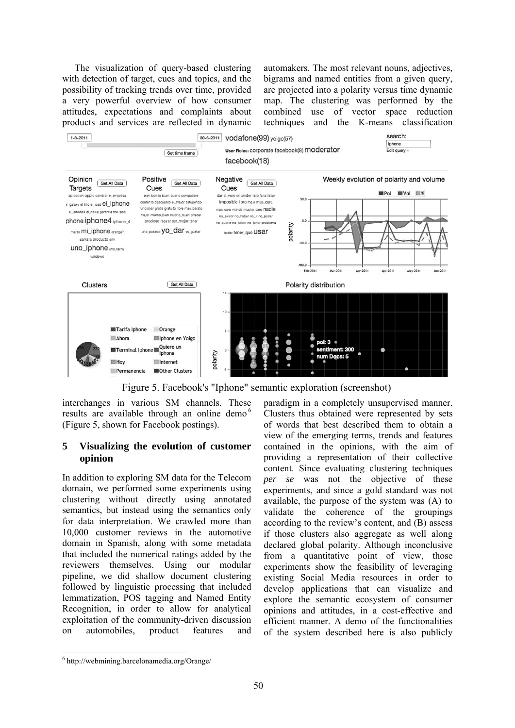The visualization of query-based clustering with detection of target, cues and topics, and the possibility of tracking trends over time, provided a very powerful overview of how consumer attitudes, expectations and complaints about products and services are reflected in dynamic interchanges in various SM channels. These results are available through an online demo[6] (Figure 5, shown for Facebook postings).

Figure 5. Facebook's "Iphone" semantic exploration (screenshot)

## 5 Visualizing the evolution of customer opinion

In addition to exploring SM data for the Telecom domain, we performed some experiments using clustering without directly using annotated semantics, but instead using the semantics only for data interpretation. We crawled more than 10,000 customer reviews in the automotive domain in Spanish, along with some metadata that included the numerical ratings added by the reviewers themselves. Using our modular pipeline, we did shallow document clustering followed by linguistic processing that included lemmatization, POS tagging and Named Entity Recognition, in order to allow for analytical exploitation of the community-driven discussion on automobiles, product features and automakers. The most relevant nouns, adjectives, bigrams and named entities from a given query, are projected into a polarity versus time dynamic map. The clustering was performed by the combined use of vector space reduction techniques and the K-means classification paradigm in a completely unsupervised manner. Clusters thus obtained were represented by sets of words that best described them to obtain a view of the emerging terms, trends and features contained in the opinions, with the aim of providing a representation of their collective content. Since evaluating clustering techniques *per se* was not the objective of these experiments, and since a gold standard was not available, the purpose of the system was (A) to validate the coherence of the groupings according to the review's content, and (B) assess if those clusters also aggregate as well along declared global polarity. Although inconclusive from a quantitative point of view, those experiments show the feasibility of leveraging existing Social Media resources in order to develop applications that can visualize and explore the semantic ecosystem of consumer opinions and attitudes, in a cost-effective and efficient manner. A demo of the functionalities of the system described here is also publicly

[6] http://webmining.barcelonamedia.org/Orange/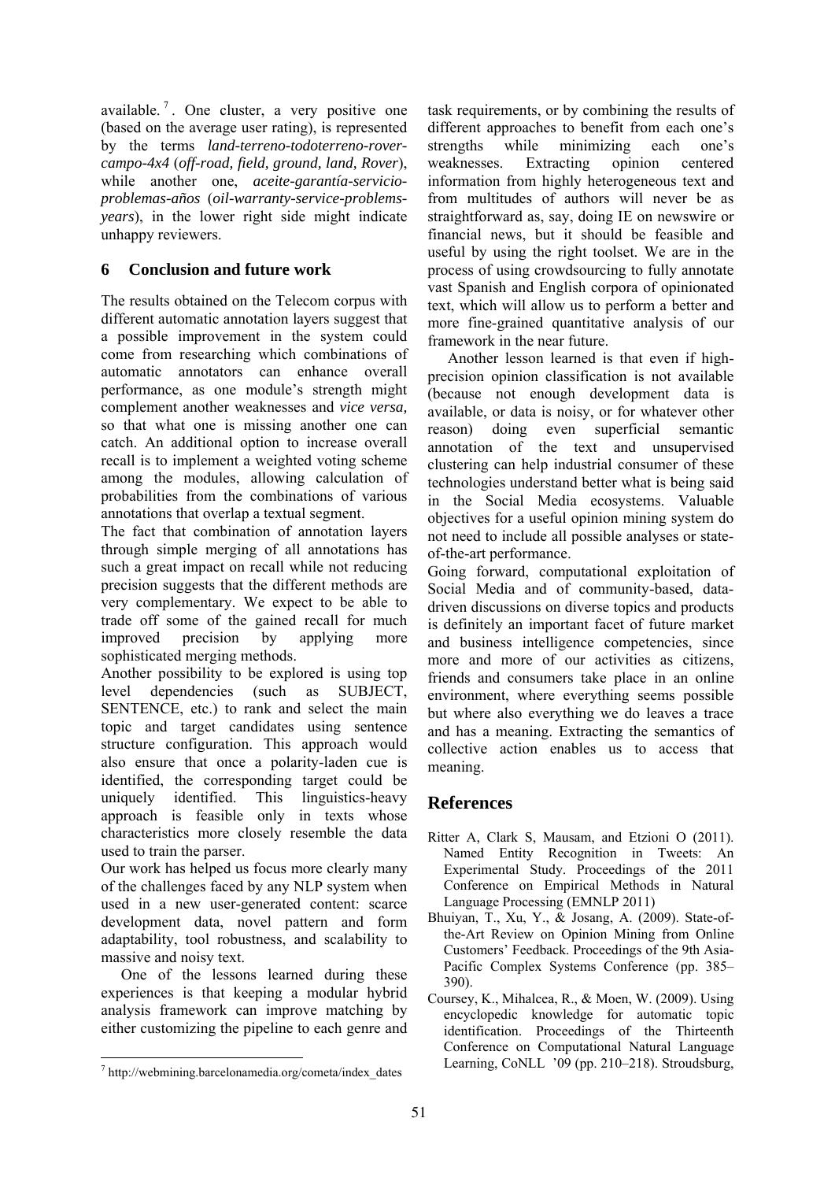available. [7]. One cluster, a very positive one (based on the average user rating), is represented by the terms *land-terreno-todoterreno-rover-campo-4x4* (*off-road, field, ground, land, Rover*), while another one, *aceite-garantía-servicio-problemas-años* (*oil-warranty-service-problems-years*), in the lower right side might indicate unhappy reviewers.

## 6 Conclusion and future work

The results obtained on the Telecom corpus with different automatic annotation layers suggest that a possible improvement in the system could come from researching which combinations of automatic annotators can enhance overall performance, as one module's strength might complement another weaknesses and *vice versa,* so that what one is missing another one can catch. An additional option to increase overall recall is to implement a weighted voting scheme among the modules, allowing calculation of probabilities from the combinations of various annotations that overlap a textual segment.

The fact that combination of annotation layers through simple merging of all annotations has such a great impact on recall while not reducing precision suggests that the different methods are very complementary. We expect to be able to trade off some of the gained recall for much improved precision by applying more sophisticated merging methods.

Another possibility to be explored is using top level dependencies (such as SUBJECT, SENTENCE, etc.) to rank and select the main topic and target candidates using sentence structure configuration. This approach would also ensure that once a polarity-laden cue is identified, the corresponding target could be uniquely identified. This linguistics-heavy approach is feasible only in texts whose characteristics more closely resemble the data used to train the parser.

Our work has helped us focus more clearly many of the challenges faced by any NLP system when used in a new user-generated content: scarce development data, novel pattern and form adaptability, tool robustness, and scalability to massive and noisy text.

One of the lessons learned during these experiences is that keeping a modular hybrid analysis framework can improve matching by either customizing the pipeline to each genre and task requirements, or by combining the results of different approaches to benefit from each one's strengths while minimizing each one's weaknesses. Extracting opinion centered information from highly heterogeneous text and from multitudes of authors will never be as straightforward as, say, doing IE on newswire or financial news, but it should be feasible and useful by using the right toolset. We are in the process of using crowdsourcing to fully annotate vast Spanish and English corpora of opinionated text, which will allow us to perform a better and more fine-grained quantitative analysis of our framework in the near future.

Another lesson learned is that even if high-precision opinion classification is not available (because not enough development data is available, or data is noisy, or for whatever other reason) doing even superficial semantic annotation of the text and unsupervised clustering can help industrial consumer of these technologies understand better what is being said in the Social Media ecosystems. Valuable objectives for a useful opinion mining system do not need to include all possible analyses or state-of-the-art performance.

Going forward, computational exploitation of Social Media and of community-based, data-driven discussions on diverse topics and products is definitely an important facet of future market and business intelligence competencies, since more and more of our activities as citizens, friends and consumers take place in an online environment, where everything seems possible but where also everything we do leaves a trace and has a meaning. Extracting the semantics of collective action enables us to access that meaning.

## References

Ritter A, Clark S, Mausam, and Etzioni O (2011). Named Entity Recognition in Tweets: An Experimental Study. Proceedings of the 2011 Conference on Empirical Methods in Natural Language Processing (EMNLP 2011)

Bhuiyan, T., Xu, Y., & Josang, A. (2009). State-of-the-Art Review on Opinion Mining from Online Customers' Feedback. Proceedings of the 9th Asia-Pacific Complex Systems Conference (pp. 385–390).

Coursey, K., Mihalcea, R., & Moen, W. (2009). Using encyclopedic knowledge for automatic topic identification. Proceedings of the Thirteenth Conference on Computational Natural Language Learning, CoNLL '09 (pp. 210–218). Stroudsburg,

[7] http://webmining.barcelonamedia.org/cometa/index_dates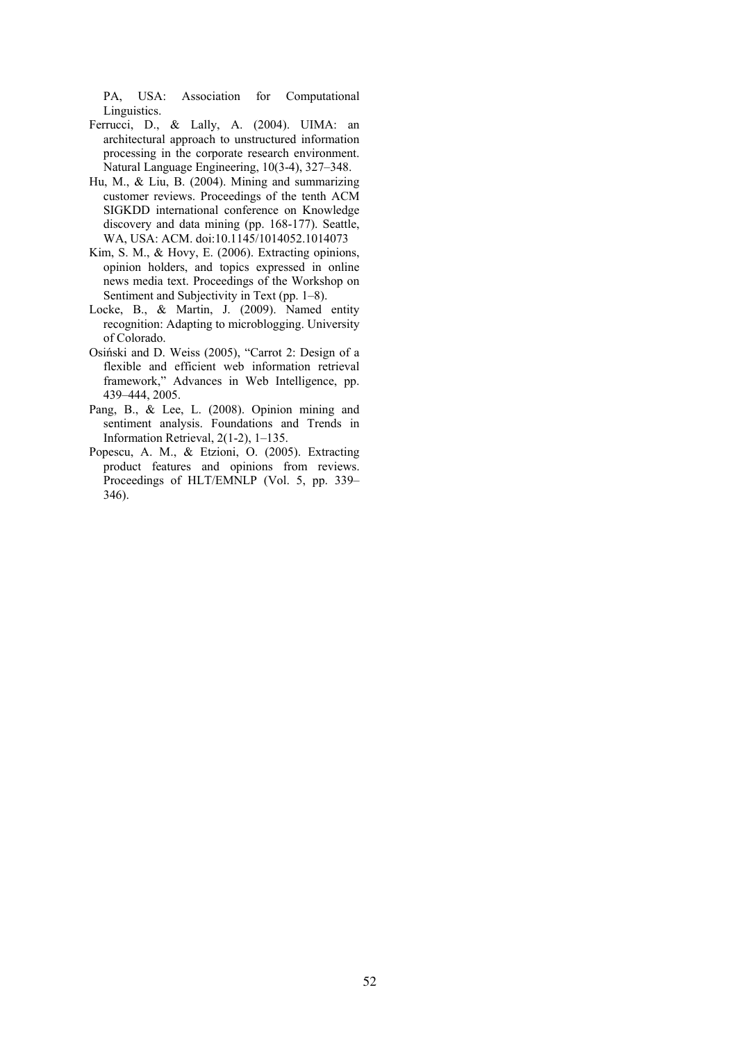PA, USA: Association for Computational Linguistics.

Ferrucci, D., & Lally, A. (2004). UIMA: an architectural approach to unstructured information processing in the corporate research environment. Natural Language Engineering, 10(3-4), 327–348.

Hu, M., & Liu, B. (2004). Mining and summarizing customer reviews. Proceedings of the tenth ACM SIGKDD international conference on Knowledge discovery and data mining (pp. 168-177). Seattle, WA, USA: ACM. doi:10.1145/1014052.1014073

Kim, S. M., & Hovy, E. (2006). Extracting opinions, opinion holders, and topics expressed in online news media text. Proceedings of the Workshop on Sentiment and Subjectivity in Text (pp. 1–8).

Locke, B., & Martin, J. (2009). Named entity recognition: Adapting to microblogging. University of Colorado.

Osiński and D. Weiss (2005), "Carrot 2: Design of a flexible and efficient web information retrieval framework," Advances in Web Intelligence, pp. 439–444, 2005.

Pang, B., & Lee, L. (2008). Opinion mining and sentiment analysis. Foundations and Trends in Information Retrieval, 2(1-2), 1–135.

Popescu, A. M., & Etzioni, O. (2005). Extracting product features and opinions from reviews. Proceedings of HLT/EMNLP (Vol. 5, pp. 339–346).